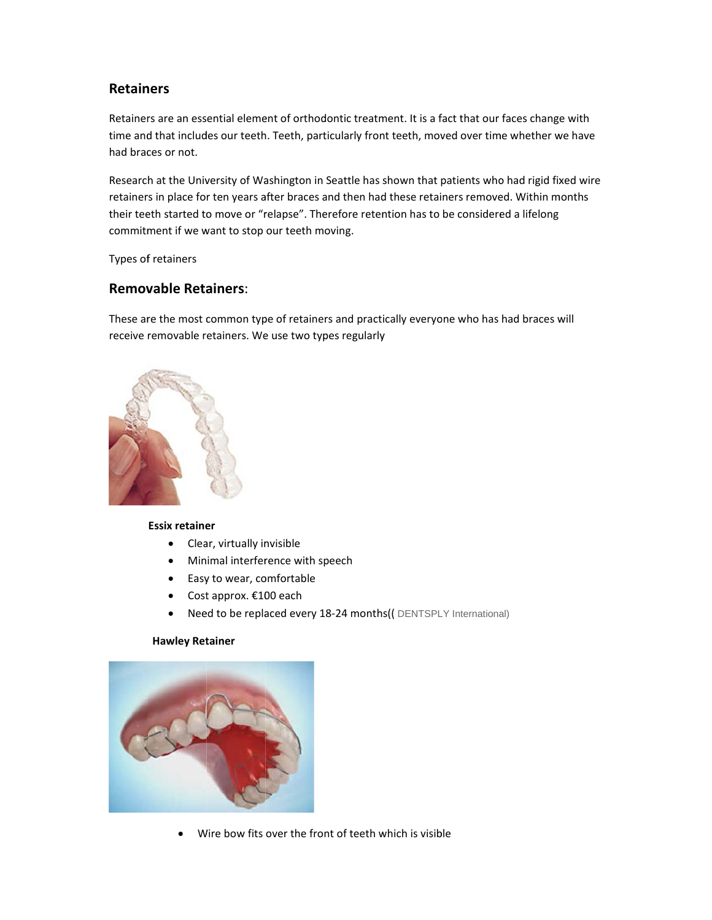## Retainers

Retainers are an essential element of orthodontic treatment. It is a fact that our faces change with time and that includes our teeth. Teeth, particularly front teeth, moved over time whether we have had braces or not.

Research at the University of Washington in Seattle has shown that patients who had rigid fixed wire retainers in place for ten years after braces and then had these retainers removed. Within months their teeth started to move or "relapse". Therefore retention has to be considered a lifelong commitment if we want to stop our teeth moving.

Types of retainers

## Removable Retainers:

These are the most common type of retainers and practically everyone who has had braces will receive removable retainers. We use two types regularly

**Essix retainer**

- Clear, virtually invisible
- Minimal interference with speech
- Easy to wear, comfortable
- Cost approx. €100 each
- Need to be replaced every 18-24 months(( DENTSPLY International)

**Hawley Retainer**

- Wire bow fits over the front of teeth which is visible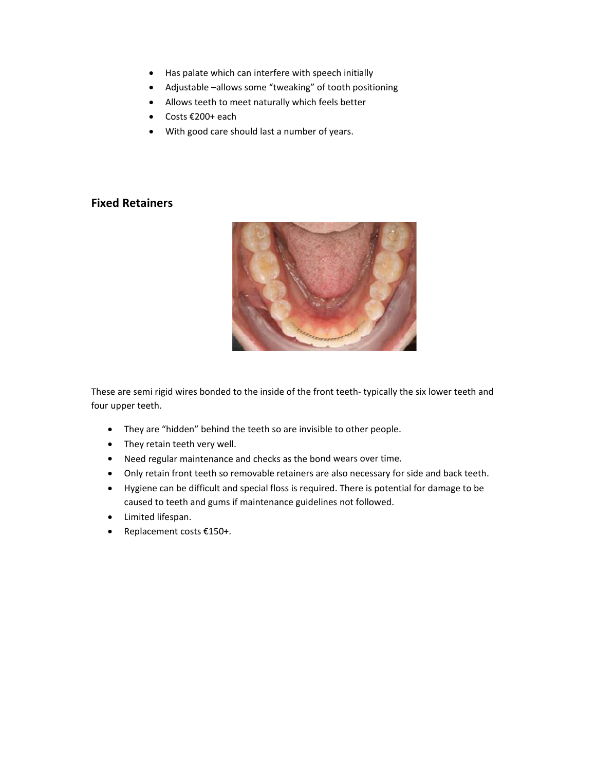- Has palate which can interfere with speech initially
- Adjustable –allows some “tweaking” of tooth positioning
- Allows teeth to meet naturally which feels better
- Costs €200+ each
- With good care should last a number of years.

## Fixed Retainers

These are semi rigid wires bonded to the inside of the front teeth- typically the six lower teeth and four upper teeth.

- They are “hidden” behind the teeth so are invisible to other people.
- They retain teeth very well.
- Need regular maintenance and checks as the bond wears over time.
- Only retain front teeth so removable retainers are also necessary for side and back teeth.
- Hygiene can be difficult and special floss is required. There is potential for damage to be caused to teeth and gums if maintenance guidelines not followed.
- Limited lifespan.
- Replacement costs €150+.